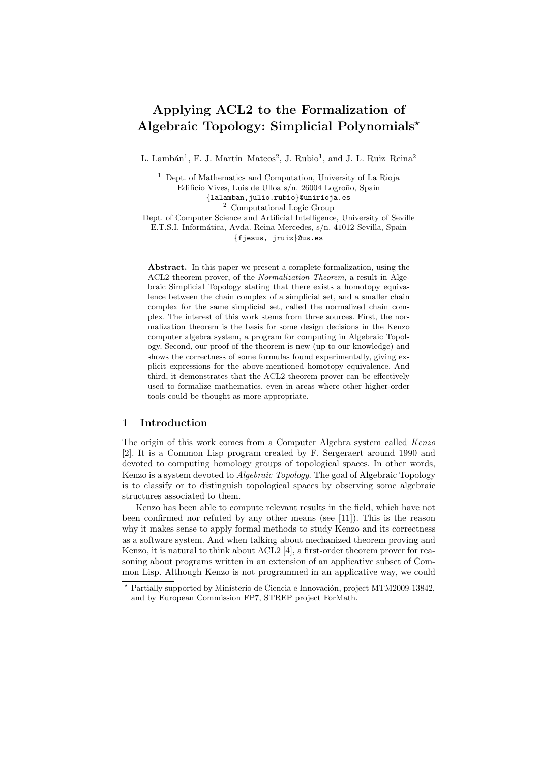# Applying ACL2 to the Formalization of Algebraic Topology: Simplicial Polynomials*

L. Lambán[1], F. J. Martín–Mateos[2], J. Rubio[1], and J. L. Ruiz–Reina[2]

[1] Dept. of Mathematics and Computation, University of La Rioja
Edificio Vives, Luis de Ulloa s/n. 26004 Logroño, Spain
{lalamban,julio.rubio}@unirioja.es

[2] Computational Logic Group
Dept. of Computer Science and Artificial Intelligence, University of Seville
E.T.S.I. Informática, Avda. Reina Mercedes, s/n. 41012 Sevilla, Spain
{fjesus, jruiz}@us.es

**Abstract.** In this paper we present a complete formalization, using the ACL2 theorem prover, of the *Normalization Theorem*, a result in Algebraic Simplicial Topology stating that there exists a homotopy equivalence between the chain complex of a simplicial set, and a smaller chain complex for the same simplicial set, called the normalized chain complex. The interest of this work stems from three sources. First, the normalization theorem is the basis for some design decisions in the Kenzo computer algebra system, a program for computing in Algebraic Topology. Second, our proof of the theorem is new (up to our knowledge) and shows the correctness of some formulas found experimentally, giving explicit expressions for the above-mentioned homotopy equivalence. And third, it demonstrates that the ACL2 theorem prover can be effectively used to formalize mathematics, even in areas where other higher-order tools could be thought as more appropriate.

## 1 Introduction

The origin of this work comes from a Computer Algebra system called *Kenzo* [2]. It is a Common Lisp program created by F. Sergeraert around 1990 and devoted to computing homology groups of topological spaces. In other words, Kenzo is a system devoted to *Algebraic Topology*. The goal of Algebraic Topology is to classify or to distinguish topological spaces by observing some algebraic structures associated to them.

Kenzo has been able to compute relevant results in the field, which have not been confirmed nor refuted by any other means (see [11]). This is the reason why it makes sense to apply formal methods to study Kenzo and its correctness as a software system. And when talking about mechanized theorem proving and Kenzo, it is natural to think about ACL2 [4], a first-order theorem prover for reasoning about programs written in an extension of an applicative subset of Common Lisp. Although Kenzo is not programmed in an applicative way, we could

* Partially supported by Ministerio de Ciencia e Innovación, project MTM2009-13842, and by European Commission FP7, STREP project ForMath.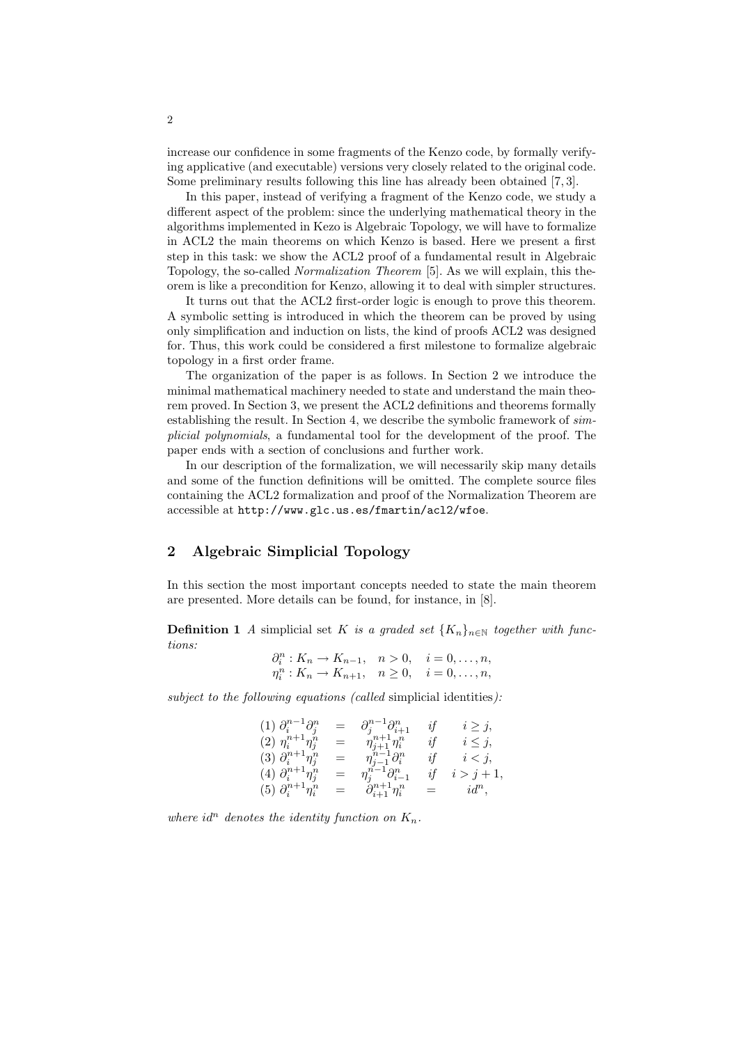increase our confidence in some fragments of the Kenzo code, by formally verifying applicative (and executable) versions very closely related to the original code. Some preliminary results following this line has already been obtained [7, 3].

In this paper, instead of verifying a fragment of the Kenzo code, we study a different aspect of the problem: since the underlying mathematical theory in the algorithms implemented in Kezo is Algebraic Topology, we will have to formalize in ACL2 the main theorems on which Kenzo is based. Here we present a first step in this task: we show the ACL2 proof of a fundamental result in Algebraic Topology, the so-called *Normalization Theorem* [5]. As we will explain, this theorem is like a precondition for Kenzo, allowing it to deal with simpler structures.

It turns out that the ACL2 first-order logic is enough to prove this theorem. A symbolic setting is introduced in which the theorem can be proved by using only simplification and induction on lists, the kind of proofs ACL2 was designed for. Thus, this work could be considered a first milestone to formalize algebraic topology in a first order frame.

The organization of the paper is as follows. In Section 2 we introduce the minimal mathematical machinery needed to state and understand the main theorem proved. In Section 3, we present the ACL2 definitions and theorems formally establishing the result. In Section 4, we describe the symbolic framework of *simplicial polynomials*, a fundamental tool for the development of the proof. The paper ends with a section of conclusions and further work.

In our description of the formalization, we will necessarily skip many details and some of the function definitions will be omitted. The complete source files containing the ACL2 formalization and proof of the Normalization Theorem are accessible at `http://www.glc.us.es/fmartin/acl2/wfoe`.

## 2 Algebraic Simplicial Topology

In this section the most important concepts needed to state the main theorem are presented. More details can be found, for instance, in [8].

**Definition 1** *A* simplicial set $K$ *is a graded set* $\{K_n\}_{n\in\mathbb{N}}$ *together with functions:*

$$\partial_i^n : K_n \to K_{n-1}, \quad n > 0, \quad i = 0, \ldots, n,$$
$$\eta_i^n : K_n \to K_{n+1}, \quad n \geq 0, \quad i = 0, \ldots, n,$$

*subject to the following equations (called* simplicial identities*):*

$$\begin{array}{llcll}
(1) & \partial_i^{n-1}\partial_j^n & = & \partial_j^{n-1}\partial_{i+1}^n & \textit{if} \quad i \geq j, \\
(2) & \eta_i^{n+1}\eta_j^n & = & \eta_{j+1}^{n+1}\eta_i^n & \textit{if} \quad i \leq j, \\
(3) & \partial_i^{n+1}\eta_j^n & = & \eta_{j-1}^{n-1}\partial_i^n & \textit{if} \quad i < j, \\
(4) & \partial_i^{n+1}\eta_j^n & = & \eta_j^{n-1}\partial_{i-1}^n & \textit{if} \quad i > j+1, \\
(5) & \partial_i^{n+1}\eta_i^n & = & \partial_{i+1}^{n+1}\eta_i^n = & id^n,
\end{array}$$

*where* $id^n$ *denotes the identity function on* $K_n$*.*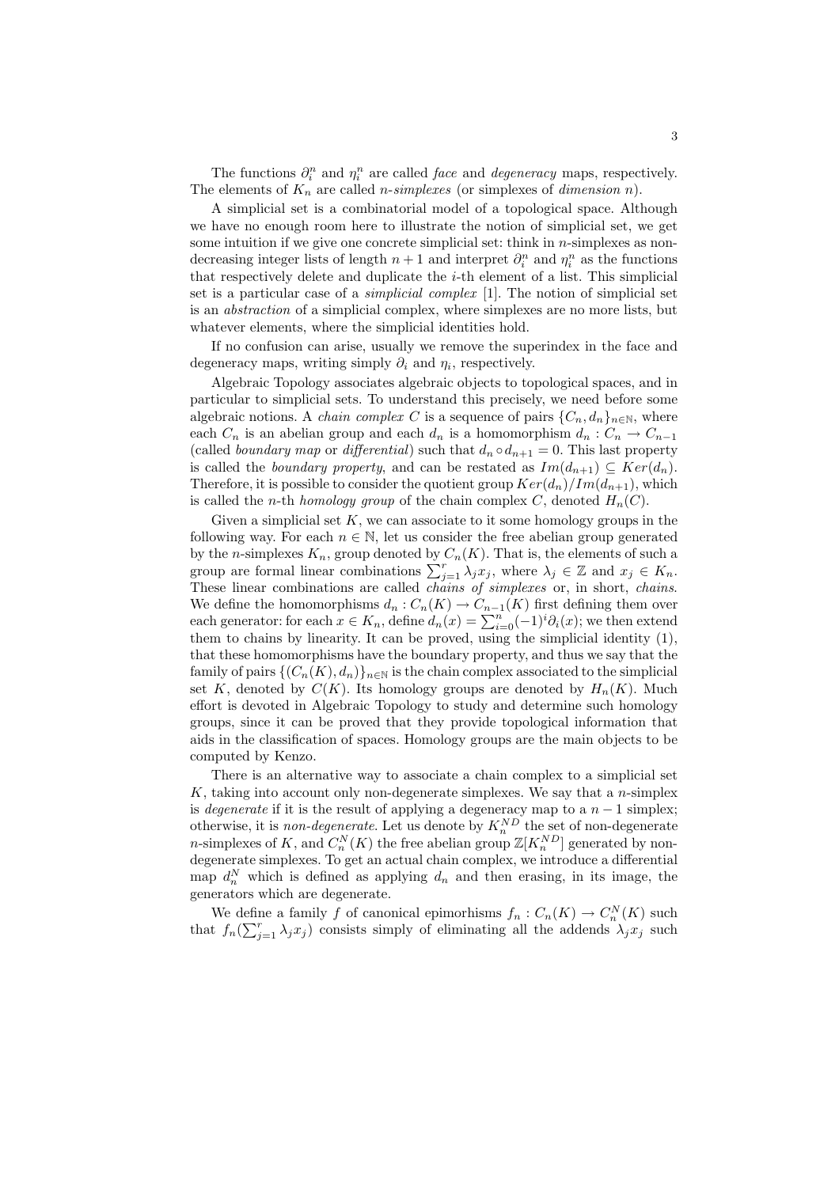The functions $\partial_i^n$ and $\eta_i^n$ are called *face* and *degeneracy* maps, respectively. The elements of $K_n$ are called *n-simplexes* (or simplexes of *dimension* $n$).

A simplicial set is a combinatorial model of a topological space. Although we have no enough room here to illustrate the notion of simplicial set, we get some intuition if we give one concrete simplicial set: think in $n$-simplexes as non-decreasing integer lists of length $n+1$ and interpret $\partial_i^n$ and $\eta_i^n$ as the functions that respectively delete and duplicate the $i$-th element of a list. This simplicial set is a particular case of a *simplicial complex* [1]. The notion of simplicial set is an *abstraction* of a simplicial complex, where simplexes are no more lists, but whatever elements, where the simplicial identities hold.

If no confusion can arise, usually we remove the superindex in the face and degeneracy maps, writing simply $\partial_i$ and $\eta_i$, respectively.

Algebraic Topology associates algebraic objects to topological spaces, and in particular to simplicial sets. To understand this precisely, we need before some algebraic notions. A *chain complex* $C$ is a sequence of pairs $\{C_n, d_n\}_{n\in\mathbb{N}}$, where each $C_n$ is an abelian group and each $d_n$ is a homomorphism $d_n : C_n \to C_{n-1}$ (called *boundary map* or *differential*) such that $d_n \circ d_{n+1} = 0$. This last property is called the *boundary property*, and can be restated as $Im(d_{n+1}) \subseteq Ker(d_n)$. Therefore, it is possible to consider the quotient group $Ker(d_n)/Im(d_{n+1})$, which is called the $n$-th *homology group* of the chain complex $C$, denoted $H_n(C)$.

Given a simplicial set $K$, we can associate to it some homology groups in the following way. For each $n \in \mathbb{N}$, let us consider the free abelian group generated by the $n$-simplexes $K_n$, group denoted by $C_n(K)$. That is, the elements of such a group are formal linear combinations $\sum_{j=1}^{r} \lambda_j x_j$, where $\lambda_j \in \mathbb{Z}$ and $x_j \in K_n$. These linear combinations are called *chains of simplexes* or, in short, *chains*. We define the homomorphisms $d_n : C_n(K) \to C_{n-1}(K)$ first defining them over each generator: for each $x \in K_n$, define $d_n(x) = \sum_{i=0}^{n}(-1)^i \partial_i(x)$; we then extend them to chains by linearity. It can be proved, using the simplicial identity (1), that these homomorphisms have the boundary property, and thus we say that the family of pairs $\{(C_n(K), d_n)\}_{n\in\mathbb{N}}$ is the chain complex associated to the simplicial set $K$, denoted by $C(K)$. Its homology groups are denoted by $H_n(K)$. Much effort is devoted in Algebraic Topology to study and determine such homology groups, since it can be proved that they provide topological information that aids in the classification of spaces. Homology groups are the main objects to be computed by Kenzo.

There is an alternative way to associate a chain complex to a simplicial set $K$, taking into account only non-degenerate simplexes. We say that a $n$-simplex is *degenerate* if it is the result of applying a degeneracy map to a $n-1$ simplex; otherwise, it is *non-degenerate*. Let us denote by $K_n^{ND}$ the set of non-degenerate $n$-simplexes of $K$, and $C_n^N(K)$ the free abelian group $\mathbb{Z}[K_n^{ND}]$ generated by non-degenerate simplexes. To get an actual chain complex, we introduce a differential map $d_n^N$ which is defined as applying $d_n$ and then erasing, in its image, the generators which are degenerate.

We define a family $f$ of canonical epimorhisms $f_n : C_n(K) \to C_n^N(K)$ such that $f_n(\sum_{j=1}^{r} \lambda_j x_j)$ consists simply of eliminating all the addends $\lambda_j x_j$ such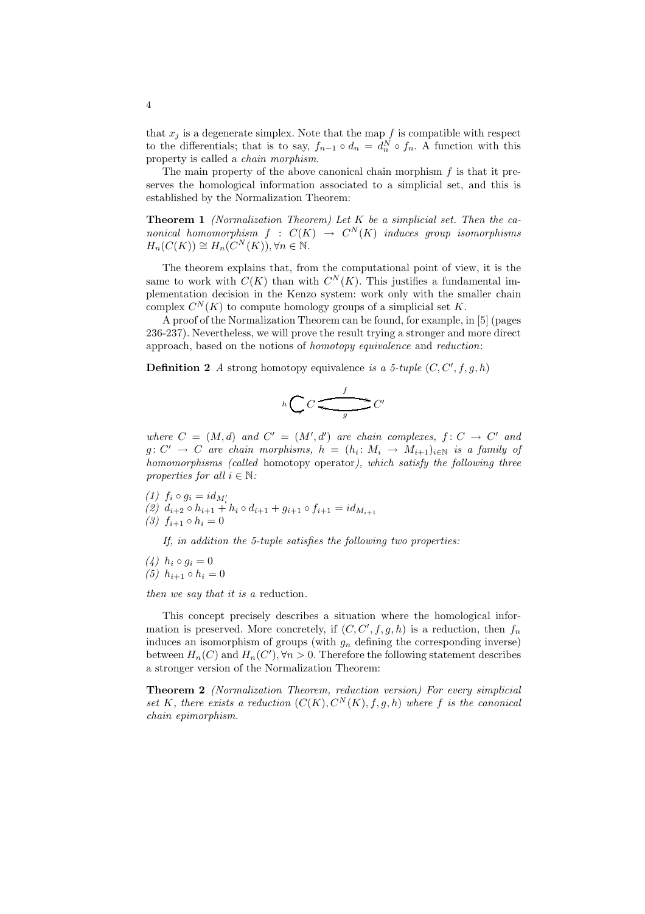that $x_j$ is a degenerate simplex. Note that the map $f$ is compatible with respect to the differentials; that is to say, $f_{n-1} \circ d_n = d_n^N \circ f_n$. A function with this property is called a *chain morphism*.

The main property of the above canonical chain morphism $f$ is that it preserves the homological information associated to a simplicial set, and this is established by the Normalization Theorem:

**Theorem 1** *(Normalization Theorem) Let $K$ be a simplicial set. Then the canonical homomorphism $f : C(K) \rightarrow C^N(K)$ induces group isomorphisms $H_n(C(K)) \cong H_n(C^N(K)), \forall n \in \mathbb{N}$.*

The theorem explains that, from the computational point of view, it is the same to work with $C(K)$ than with $C^N(K)$. This justifies a fundamental implementation decision in the Kenzo system: work only with the smaller chain complex $C^N(K)$ to compute homology groups of a simplicial set $K$.

A proof of the Normalization Theorem can be found, for example, in [5] (pages 236-237). Nevertheless, we will prove the result trying a stronger and more direct approach, based on the notions of *homotopy equivalence* and *reduction*:

**Definition 2** *A* strong homotopy equivalence *is a 5-tuple $(C, C', f, g, h)$*

$$h \circlearrowright C \underset{g}{\overset{f}{\rightleftarrows}} C'$$

*where $C = (M, d)$ and $C' = (M', d')$ are chain complexes, $f : C \rightarrow C'$ and $g : C' \rightarrow C$ are chain morphisms, $h = (h_i : M_i \rightarrow M_{i+1})_{i \in \mathbb{N}}$ is a family of homomorphisms (called* homotopy operator*), which satisfy the following three properties for all $i \in \mathbb{N}$:*

*(1)* $f_i \circ g_i = id_{M'_i}$
*(2)* $d_{i+2} \circ h_{i+1} + h_i \circ d_{i+1} + g_{i+1} \circ f_{i+1} = id_{M_{i+1}}$
*(3)* $f_{i+1} \circ h_i = 0$

*If, in addition the 5-tuple satisfies the following two properties:*

*(4)* $h_i \circ g_i = 0$
*(5)* $h_{i+1} \circ h_i = 0$

*then we say that it is a* reduction.

This concept precisely describes a situation where the homological information is preserved. More concretely, if $(C, C', f, g, h)$ is a reduction, then $f_n$ induces an isomorphism of groups (with $g_n$ defining the corresponding inverse) between $H_n(C)$ and $H_n(C'), \forall n > 0$. Therefore the following statement describes a stronger version of the Normalization Theorem:

**Theorem 2** *(Normalization Theorem, reduction version) For every simplicial set $K$, there exists a reduction $(C(K), C^N(K), f, g, h)$ where $f$ is the canonical chain epimorphism.*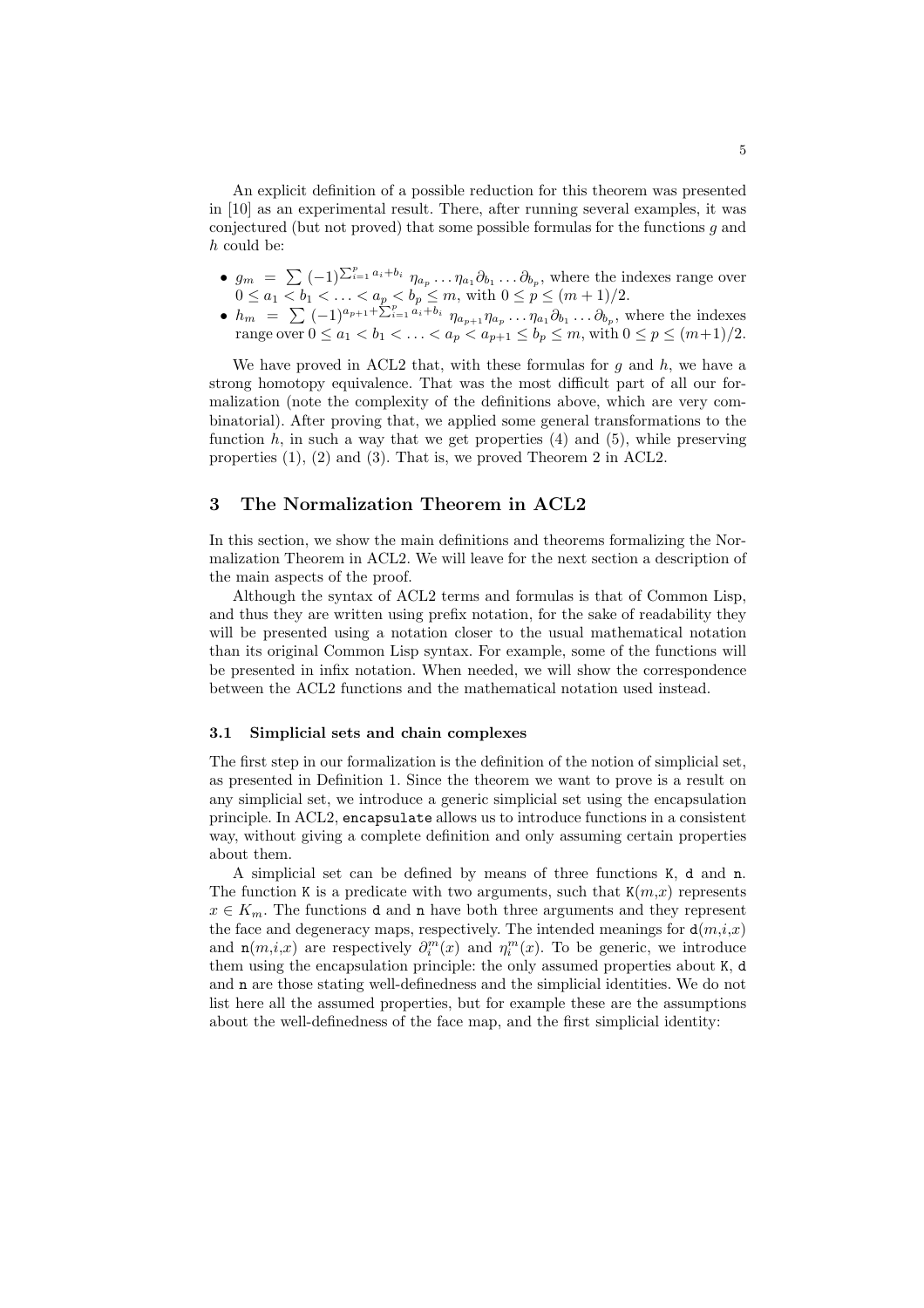An explicit definition of a possible reduction for this theorem was presented in [10] as an experimental result. There, after running several examples, it was conjectured (but not proved) that some possible formulas for the functions $g$ and $h$ could be:

- $g_m = \sum (-1)^{\sum_{i=1}^{p} a_i+b_i} \eta_{a_p} \dots \eta_{a_1} \partial_{b_1} \dots \partial_{b_p}$, where the indexes range over $0 \leq a_1 < b_1 < \dots < a_p < b_p \leq m$, with $0 \leq p \leq (m+1)/2$.
- $h_m = \sum (-1)^{a_{p+1}+\sum_{i=1}^{p} a_i+b_i} \eta_{a_{p+1}} \eta_{a_p} \dots \eta_{a_1} \partial_{b_1} \dots \partial_{b_p}$, where the indexes range over $0 \leq a_1 < b_1 < \dots < a_p < a_{p+1} \leq b_p \leq m$, with $0 \leq p \leq (m+1)/2$.

We have proved in ACL2 that, with these formulas for $g$ and $h$, we have a strong homotopy equivalence. That was the most difficult part of all our formalization (note the complexity of the definitions above, which are very combinatorial). After proving that, we applied some general transformations to the function $h$, in such a way that we get properties (4) and (5), while preserving properties (1), (2) and (3). That is, we proved Theorem 2 in ACL2.

## 3 The Normalization Theorem in ACL2

In this section, we show the main definitions and theorems formalizing the Normalization Theorem in ACL2. We will leave for the next section a description of the main aspects of the proof.

Although the syntax of ACL2 terms and formulas is that of Common Lisp, and thus they are written using prefix notation, for the sake of readability they will be presented using a notation closer to the usual mathematical notation than its original Common Lisp syntax. For example, some of the functions will be presented in infix notation. When needed, we will show the correspondence between the ACL2 functions and the mathematical notation used instead.

### 3.1 Simplicial sets and chain complexes

The first step in our formalization is the definition of the notion of simplicial set, as presented in Definition 1. Since the theorem we want to prove is a result on any simplicial set, we introduce a generic simplicial set using the encapsulation principle. In ACL2, `encapsulate` allows us to introduce functions in a consistent way, without giving a complete definition and only assuming certain properties about them.

A simplicial set can be defined by means of three functions `K`, `d` and `n`. The function `K` is a predicate with two arguments, such that `K`($m$,$x$) represents $x \in K_m$. The functions `d` and `n` have both three arguments and they represent the face and degeneracy maps, respectively. The intended meanings for `d`($m$,$i$,$x$) and `n`($m$,$i$,$x$) are respectively $\partial_i^m(x)$ and $\eta_i^m(x)$. To be generic, we introduce them using the encapsulation principle: the only assumed properties about `K`, `d` and `n` are those stating well-definedness and the simplicial identities. We do not list here all the assumed properties, but for example these are the assumptions about the well-definedness of the face map, and the first simplicial identity: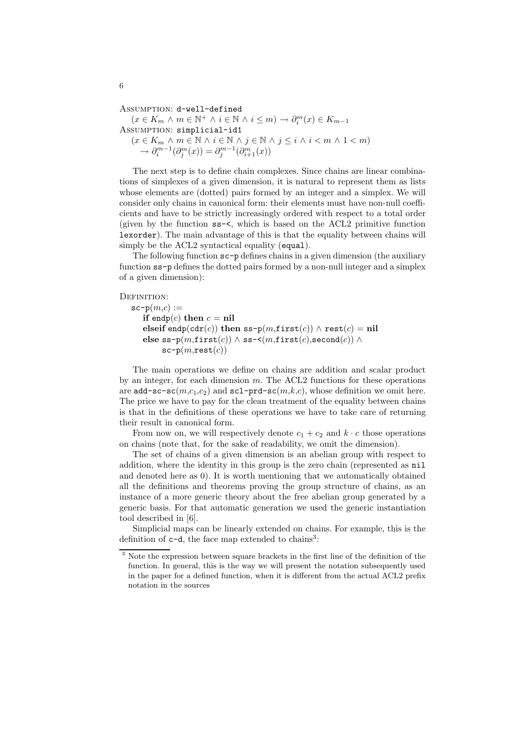Assumption: `d-well-defined`

$(x \in K_m \wedge m \in \mathbb{N}^+ \wedge i \in \mathbb{N} \wedge i \leq m) \rightarrow \partial_i^m(x) \in K_{m-1}$

Assumption: `simplicial-id1`

$(x \in K_m \wedge m \in \mathbb{N} \wedge i \in \mathbb{N} \wedge j \in \mathbb{N} \wedge j \leq i \wedge i < m \wedge 1 < m)$
$\rightarrow \partial_i^{m-1}(\partial_j^m(x)) = \partial_j^{m-1}(\partial_{i+1}^m(x))$

The next step is to define chain complexes. Since chains are linear combinations of simplexes of a given dimension, it is natural to represent them as lists whose elements are (dotted) pairs formed by an integer and a simplex. We will consider only chains in canonical form: their elements must have non-null coefficients and have to be strictly increasingly ordered with respect to a total order (given by the function `ss-<`, which is based on the ACL2 primitive function `lexorder`). The main advantage of this is that the equality between chains will simply be the ACL2 syntactical equality (`equal`).

The following function `sc-p` defines chains in a given dimension (the auxiliary function `ss-p` defines the dotted pairs formed by a non-null integer and a simplex of a given dimension):

Definition:

```
sc-p(m,c) :=
   if endp(c) then c = nil
   elseif endp(cdr(c)) then ss-p(m,first(c)) ∧ rest(c) = nil
   else ss-p(m,first(c)) ∧ ss-<(m,first(c),second(c)) ∧
        sc-p(m,rest(c))
```

The main operations we define on chains are addition and scalar product by an integer, for each dimension $m$. The ACL2 functions for these operations are `add-sc-sc`$(m,c_1,c_2)$ and `scl-prd-sc`$(m,k,c)$, whose definition we omit here. The price we have to pay for the clean treatment of the equality between chains is that in the definitions of these operations we have to take care of returning their result in canonical form.

From now on, we will respectively denote $c_1 + c_2$ and $k \cdot c$ those operations on chains (note that, for the sake of readability, we omit the dimension).

The set of chains of a given dimension is an abelian group with respect to addition, where the identity in this group is the zero chain (represented as `nil` and denoted here as 0). It is worth mentioning that we automatically obtained all the definitions and theorems proving the group structure of chains, as an instance of a more generic theory about the free abelian group generated by a generic basis. For that automatic generation we used the generic instantiation tool described in [6].

Simplicial maps can be linearly extended on chains. For example, this is the definition of `c-d`, the face map extended to chains[3]:

[3] Note the expression between square brackets in the first line of the definition of the function. In general, this is the way we will present the notation subsequently used in the paper for a defined function, when it is different from the actual ACL2 prefix notation in the sources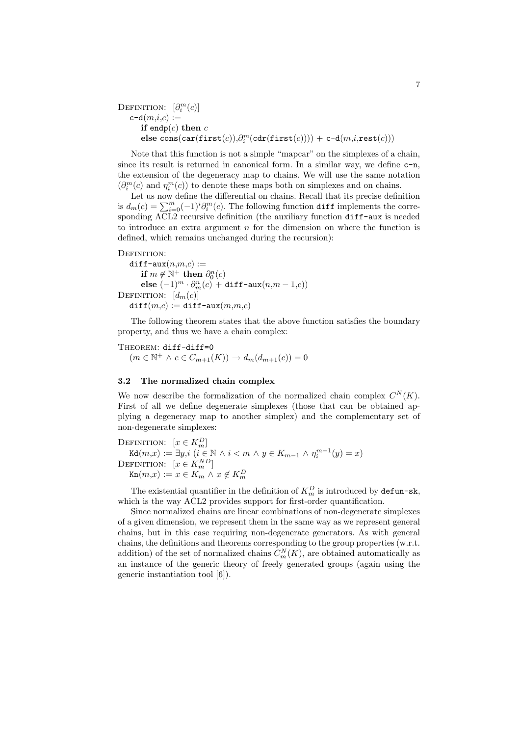DEFINITION: $[\partial_i^m(c)]$
  c-d$(m,i,c)$ :=
    **if** endp$(c)$ **then** $c$
    **else** cons(car(first$(c)$),$\partial_i^m$(cdr(first$(c)$))) + c-d$(m,i,$rest$(c))$)

Note that this function is not a simple "mapcar" on the simplexes of a chain, since its result is returned in canonical form. In a similar way, we define c-n, the extension of the degeneracy map to chains. We will use the same notation ($\partial_i^m(c)$ and $\eta_i^m(c)$) to denote these maps both on simplexes and on chains.

Let us now define the differential on chains. Recall that its precise definition is $d_m(c) = \sum_{i=0}^{m}(-1)^i \partial_i^m(c)$. The following function diff implements the corresponding ACL2 recursive definition (the auxiliary function diff-aux is needed to introduce an extra argument $n$ for the dimension on where the function is defined, which remains unchanged during the recursion):

DEFINITION:
  diff-aux$(n,m,c)$ :=
    **if** $m \notin \mathbb{N}^+$ **then** $\partial_0^n(c)$
    **else** $(-1)^m \cdot \partial_m^n(c)$ + diff-aux$(n,m-1,c)$)
DEFINITION: $[d_m(c)]$
  diff$(m,c)$ := diff-aux$(m,m,c)$

The following theorem states that the above function satisfies the boundary property, and thus we have a chain complex:

THEOREM: diff-diff=0
  $(m \in \mathbb{N}^+ \wedge c \in C_{m+1}(K)) \rightarrow d_m(d_{m+1}(c)) = 0$

### 3.2 The normalized chain complex

We now describe the formalization of the normalized chain complex $C^N(K)$. First of all we define degenerate simplexes (those that can be obtained applying a degeneracy map to another simplex) and the complementary set of non-degenerate simplexes:

DEFINITION: $[x \in K_m^D]$
  Kd$(m,x)$ := $\exists y,i\ (i \in \mathbb{N} \wedge i < m \wedge y \in K_{m-1} \wedge \eta_i^{m-1}(y) = x)$
DEFINITION: $[x \in K_m^{ND}]$
  Kn$(m,x)$ := $x \in K_m \wedge x \notin K_m^D$

The existential quantifier in the definition of $K_m^D$ is introduced by defun-sk, which is the way ACL2 provides support for first-order quantification.

Since normalized chains are linear combinations of non-degenerate simplexes of a given dimension, we represent them in the same way as we represent general chains, but in this case requiring non-degenerate generators. As with general chains, the definitions and theorems corresponding to the group properties (w.r.t. addition) of the set of normalized chains $C_m^N(K)$, are obtained automatically as an instance of the generic theory of freely generated groups (again using the generic instantiation tool [6]).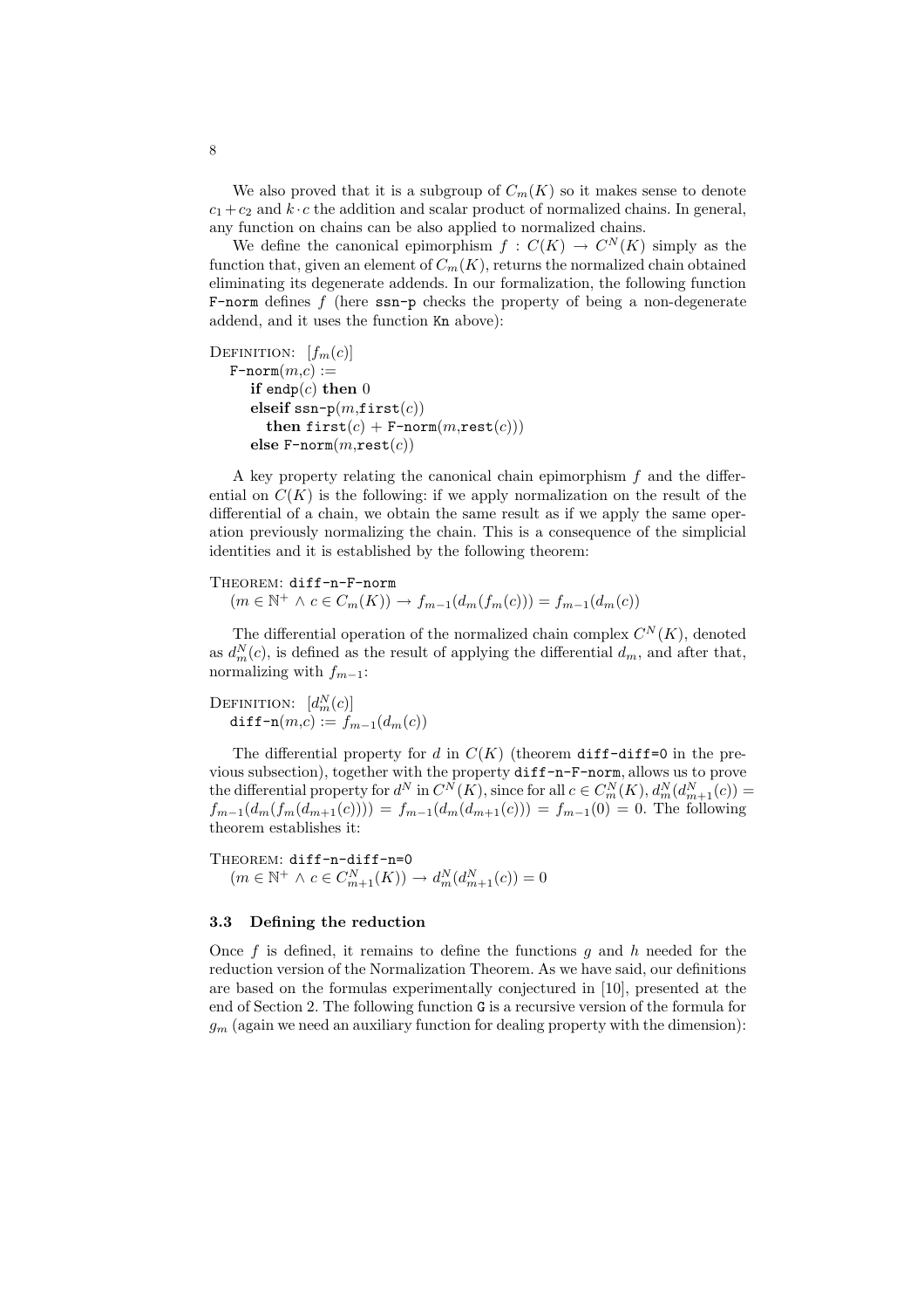We also proved that it is a subgroup of $C_m(K)$ so it makes sense to denote $c_1 + c_2$ and $k \cdot c$ the addition and scalar product of normalized chains. In general, any function on chains can be also applied to normalized chains.

We define the canonical epimorphism $f : C(K) \rightarrow C^N(K)$ simply as the function that, given an element of $C_m(K)$, returns the normalized chain obtained eliminating its degenerate addends. In our formalization, the following function `F-norm` defines $f$ (here `ssn-p` checks the property of being a non-degenerate addend, and it uses the function `Kn` above):

Definition: $[f_m(c)]$

```
F-norm(m,c) :=
   if endp(c) then 0
   elseif ssn-p(m,first(c))
      then first(c) + F-norm(m,rest(c)))
   else F-norm(m,rest(c))
```

A key property relating the canonical chain epimorphism $f$ and the differential on $C(K)$ is the following: if we apply normalization on the result of the differential of a chain, we obtain the same result as if we apply the same operation previously normalizing the chain. This is a consequence of the simplicial identities and it is established by the following theorem:

Theorem: `diff-n-F-norm`

$(m \in \mathbb{N}^+ \wedge c \in C_m(K)) \rightarrow f_{m-1}(d_m(f_m(c))) = f_{m-1}(d_m(c))$

The differential operation of the normalized chain complex $C^N(K)$, denoted as $d_m^N(c)$, is defined as the result of applying the differential $d_m$, and after that, normalizing with $f_{m-1}$:

Definition: $[d_m^N(c)]$

`diff-n`$(m,c) := f_{m-1}(d_m(c))$

The differential property for $d$ in $C(K)$ (theorem `diff-diff=0` in the previous subsection), together with the property `diff-n-F-norm`, allows us to prove the differential property for $d^N$ in $C^N(K)$, since for all $c \in C_m^N(K)$, $d_m^N(d_{m+1}^N(c)) = f_{m-1}(d_m(f_m(d_{m+1}(c)))) = f_{m-1}(d_m(d_{m+1}(c))) = f_{m-1}(0) = 0$. The following theorem establishes it:

Theorem: `diff-n-diff-n=0`

$(m \in \mathbb{N}^+ \wedge c \in C_{m+1}^N(K)) \rightarrow d_m^N(d_{m+1}^N(c)) = 0$

### 3.3 Defining the reduction

Once $f$ is defined, it remains to define the functions $g$ and $h$ needed for the reduction version of the Normalization Theorem. As we have said, our definitions are based on the formulas experimentally conjectured in [10], presented at the end of Section 2. The following function `G` is a recursive version of the formula for $g_m$ (again we need an auxiliary function for dealing property with the dimension):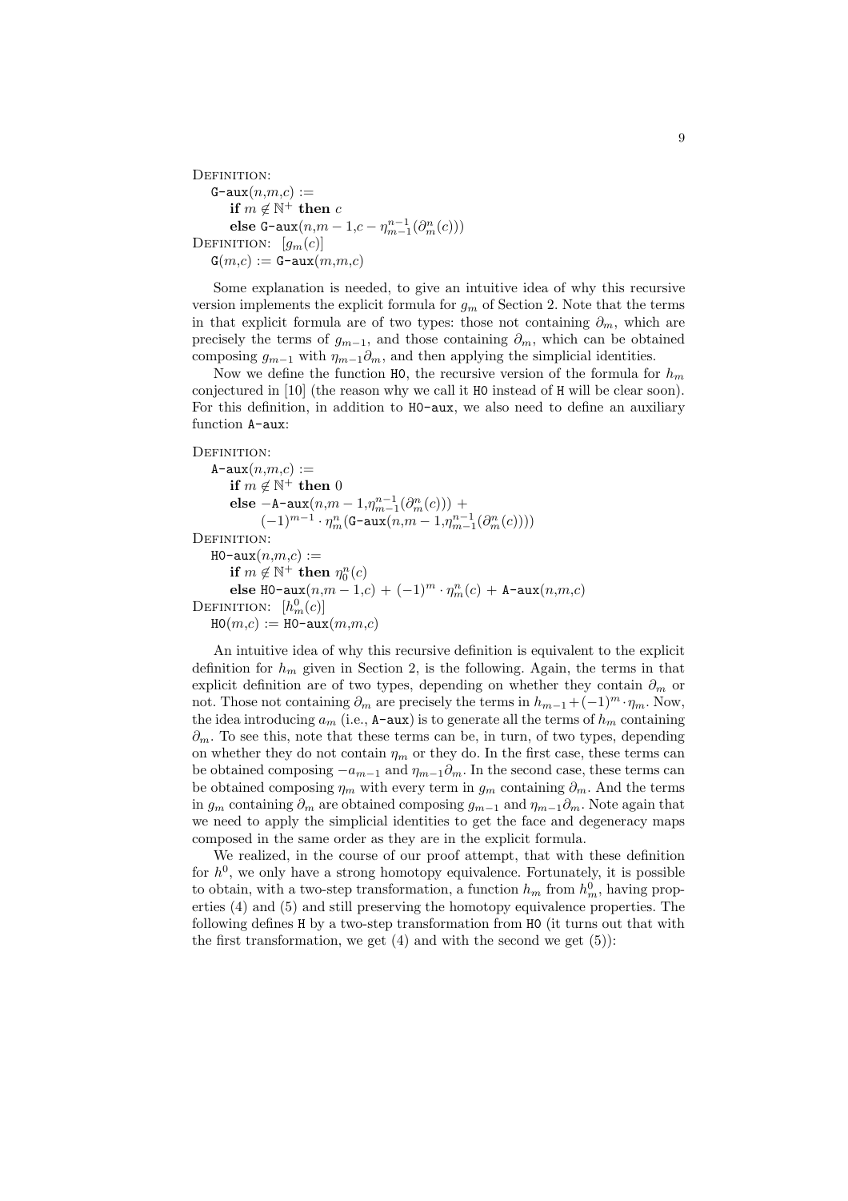Definition:

G-aux($n$,$m$,$c$) :=
  **if** $m \notin \mathbb{N}^+$ **then** $c$
  **else** G-aux($n$,$m-1$,$c - \eta_{m-1}^{n-1}(\partial_m^n(c))$)

Definition: $[g_m(c)]$

G($m$,$c$) := G-aux($m$,$m$,$c$)

Some explanation is needed, to give an intuitive idea of why this recursive version implements the explicit formula for $g_m$ of Section 2. Note that the terms in that explicit formula are of two types: those not containing $\partial_m$, which are precisely the terms of $g_{m-1}$, and those containing $\partial_m$, which can be obtained composing $g_{m-1}$ with $\eta_{m-1}\partial_m$, and then applying the simplicial identities.

Now we define the function HO, the recursive version of the formula for $h_m$ conjectured in [10] (the reason why we call it HO instead of H will be clear soon). For this definition, in addition to HO-aux, we also need to define an auxiliary function A-aux:

Definition:

A-aux($n$,$m$,$c$) :=
  **if** $m \notin \mathbb{N}^+$ **then** 0
  **else** $-$A-aux($n$,$m-1$,$\eta_{m-1}^{n-1}(\partial_m^n(c))$) +
    $(-1)^{m-1} \cdot \eta_m^n$(G-aux($n$,$m-1$,$\eta_{m-1}^{n-1}(\partial_m^n(c))$))

Definition:

HO-aux($n$,$m$,$c$) :=
  **if** $m \notin \mathbb{N}^+$ **then** $\eta_0^n(c)$
  **else** HO-aux($n$,$m-1$,$c$) + $(-1)^m \cdot \eta_m^n(c)$ + A-aux($n$,$m$,$c$)

Definition: $[h_m^0(c)]$

HO($m$,$c$) := HO-aux($m$,$m$,$c$)

An intuitive idea of why this recursive definition is equivalent to the explicit definition for $h_m$ given in Section 2, is the following. Again, the terms in that explicit definition are of two types, depending on whether they contain $\partial_m$ or not. Those not containing $\partial_m$ are precisely the terms in $h_{m-1} + (-1)^m \cdot \eta_m$. Now, the idea introducing $a_m$ (i.e., A-aux) is to generate all the terms of $h_m$ containing $\partial_m$. To see this, note that these terms can be, in turn, of two types, depending on whether they do not contain $\eta_m$ or they do. In the first case, these terms can be obtained composing $-a_{m-1}$ and $\eta_{m-1}\partial_m$. In the second case, these terms can be obtained composing $\eta_m$ with every term in $g_m$ containing $\partial_m$. And the terms in $g_m$ containing $\partial_m$ are obtained composing $g_{m-1}$ and $\eta_{m-1}\partial_m$. Note again that we need to apply the simplicial identities to get the face and degeneracy maps composed in the same order as they are in the explicit formula.

We realized, in the course of our proof attempt, that with these definition for $h^0$, we only have a strong homotopy equivalence. Fortunately, it is possible to obtain, with a two-step transformation, a function $h_m$ from $h_m^0$, having properties (4) and (5) and still preserving the homotopy equivalence properties. The following defines H by a two-step transformation from HO (it turns out that with the first transformation, we get (4) and with the second we get (5)):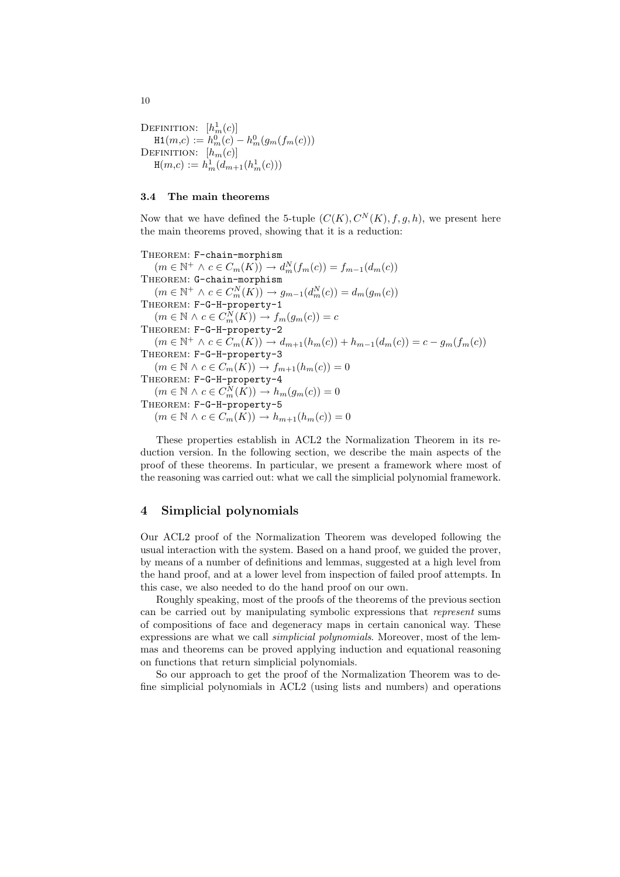DEFINITION: $[h^1_m(c)]$
    $\texttt{H1}(m,c) := h^0_m(c) - h^0_m(g_m(f_m(c)))$
DEFINITION: $[h_m(c)]$
    $\texttt{H}(m,c) := h^1_m(d_{m+1}(h^1_m(c)))$

### 3.4 The main theorems

Now that we have defined the 5-tuple $(C(K), C^N(K), f, g, h)$, we present here the main theorems proved, showing that it is a reduction:

THEOREM: `F-chain-morphism`
    $(m \in \mathbb{N}^+ \land c \in C_m(K)) \to d^N_m(f_m(c)) = f_{m-1}(d_m(c))$
THEOREM: `G-chain-morphism`
    $(m \in \mathbb{N}^+ \land c \in C^N_m(K)) \to g_{m-1}(d^N_m(c)) = d_m(g_m(c))$
THEOREM: `F-G-H-property-1`
    $(m \in \mathbb{N} \land c \in C^N_m(K)) \to f_m(g_m(c)) = c$
THEOREM: `F-G-H-property-2`
    $(m \in \mathbb{N}^+ \land c \in C_m(K)) \to d_{m+1}(h_m(c)) + h_{m-1}(d_m(c)) = c - g_m(f_m(c))$
THEOREM: `F-G-H-property-3`
    $(m \in \mathbb{N} \land c \in C_m(K)) \to f_{m+1}(h_m(c)) = 0$
THEOREM: `F-G-H-property-4`
    $(m \in \mathbb{N} \land c \in C^N_m(K)) \to h_m(g_m(c)) = 0$
THEOREM: `F-G-H-property-5`
    $(m \in \mathbb{N} \land c \in C_m(K)) \to h_{m+1}(h_m(c)) = 0$

These properties establish in ACL2 the Normalization Theorem in its reduction version. In the following section, we describe the main aspects of the proof of these theorems. In particular, we present a framework where most of the reasoning was carried out: what we call the simplicial polynomial framework.

## 4 Simplicial polynomials

Our ACL2 proof of the Normalization Theorem was developed following the usual interaction with the system. Based on a hand proof, we guided the prover, by means of a number of definitions and lemmas, suggested at a high level from the hand proof, and at a lower level from inspection of failed proof attempts. In this case, we also needed to do the hand proof on our own.

Roughly speaking, most of the proofs of the theorems of the previous section can be carried out by manipulating symbolic expressions that *represent* sums of compositions of face and degeneracy maps in certain canonical way. These expressions are what we call *simplicial polynomials*. Moreover, most of the lemmas and theorems can be proved applying induction and equational reasoning on functions that return simplicial polynomials.

So our approach to get the proof of the Normalization Theorem was to define simplicial polynomials in ACL2 (using lists and numbers) and operations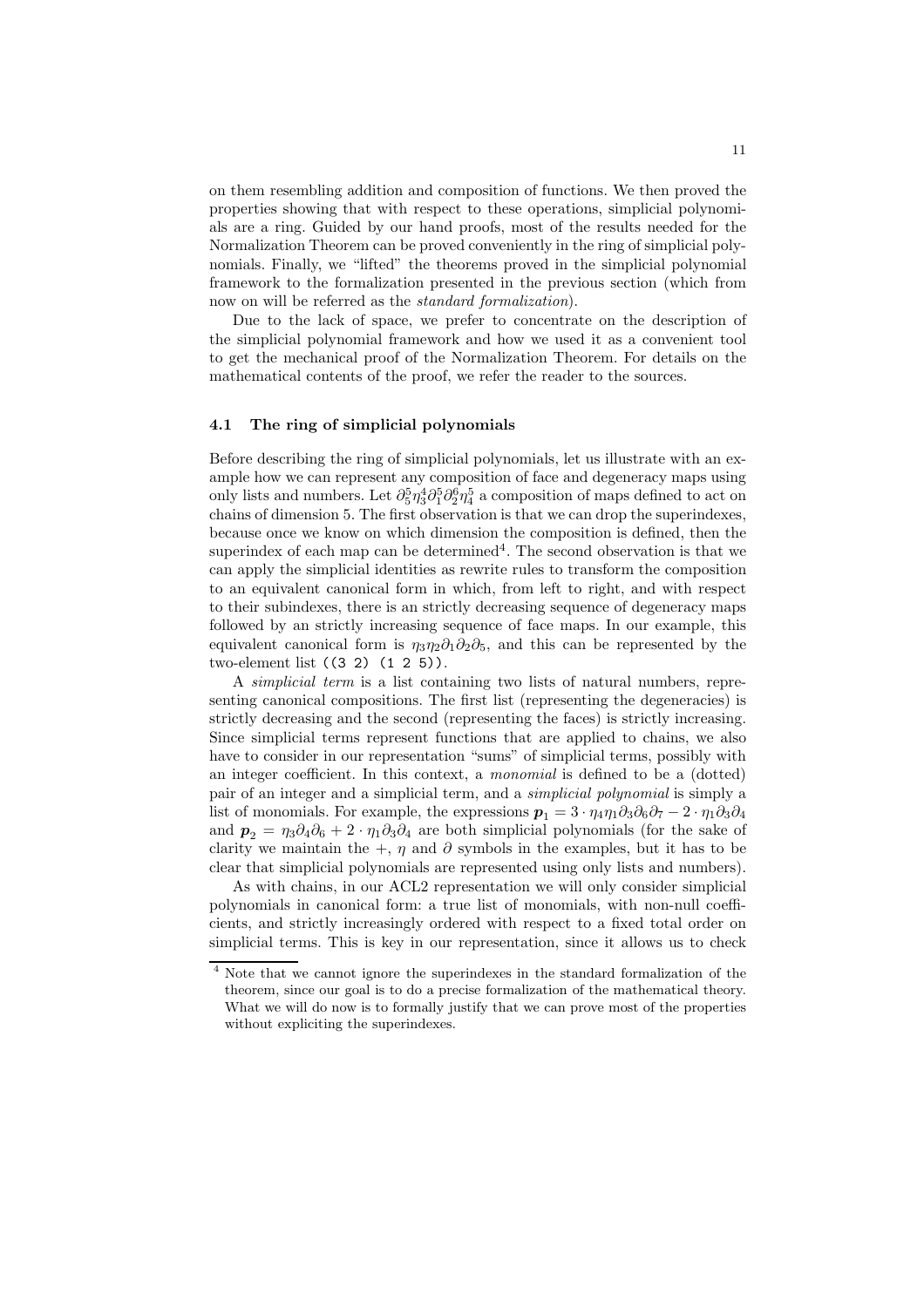on them resembling addition and composition of functions. We then proved the properties showing that with respect to these operations, simplicial polynomials are a ring. Guided by our hand proofs, most of the results needed for the Normalization Theorem can be proved conveniently in the ring of simplicial polynomials. Finally, we "lifted" the theorems proved in the simplicial polynomial framework to the formalization presented in the previous section (which from now on will be referred as the *standard formalization*).

Due to the lack of space, we prefer to concentrate on the description of the simplicial polynomial framework and how we used it as a convenient tool to get the mechanical proof of the Normalization Theorem. For details on the mathematical contents of the proof, we refer the reader to the sources.

### 4.1 The ring of simplicial polynomials

Before describing the ring of simplicial polynomials, let us illustrate with an example how we can represent any composition of face and degeneracy maps using only lists and numbers. Let $\partial_5^5 \eta_3^4 \partial_1^5 \partial_2^6 \eta_4^5$ a composition of maps defined to act on chains of dimension 5. The first observation is that we can drop the superindexes, because once we know on which dimension the composition is defined, then the superindex of each map can be determined[4]. The second observation is that we can apply the simplicial identities as rewrite rules to transform the composition to an equivalent canonical form in which, from left to right, and with respect to their subindexes, there is an strictly decreasing sequence of degeneracy maps followed by an strictly increasing sequence of face maps. In our example, this equivalent canonical form is $\eta_3 \eta_2 \partial_1 \partial_2 \partial_5$, and this can be represented by the two-element list `((3 2) (1 2 5))`.

A *simplicial term* is a list containing two lists of natural numbers, representing canonical compositions. The first list (representing the degeneracies) is strictly decreasing and the second (representing the faces) is strictly increasing. Since simplicial terms represent functions that are applied to chains, we also have to consider in our representation "sums" of simplicial terms, possibly with an integer coefficient. In this context, a *monomial* is defined to be a (dotted) pair of an integer and a simplicial term, and a *simplicial polynomial* is simply a list of monomials. For example, the expressions $\boldsymbol{p}_1 = 3 \cdot \eta_4 \eta_1 \partial_3 \partial_6 \partial_7 - 2 \cdot \eta_1 \partial_3 \partial_4$ and $\boldsymbol{p}_2 = \eta_3 \partial_4 \partial_6 + 2 \cdot \eta_1 \partial_3 \partial_4$ are both simplicial polynomials (for the sake of clarity we maintain the $+$, $\eta$ and $\partial$ symbols in the examples, but it has to be clear that simplicial polynomials are represented using only lists and numbers).

As with chains, in our ACL2 representation we will only consider simplicial polynomials in canonical form: a true list of monomials, with non-null coefficients, and strictly increasingly ordered with respect to a fixed total order on simplicial terms. This is key in our representation, since it allows us to check

---

[4] Note that we cannot ignore the superindexes in the standard formalization of the theorem, since our goal is to do a precise formalization of the mathematical theory. What we will do now is to formally justify that we can prove most of the properties without expliciting the superindexes.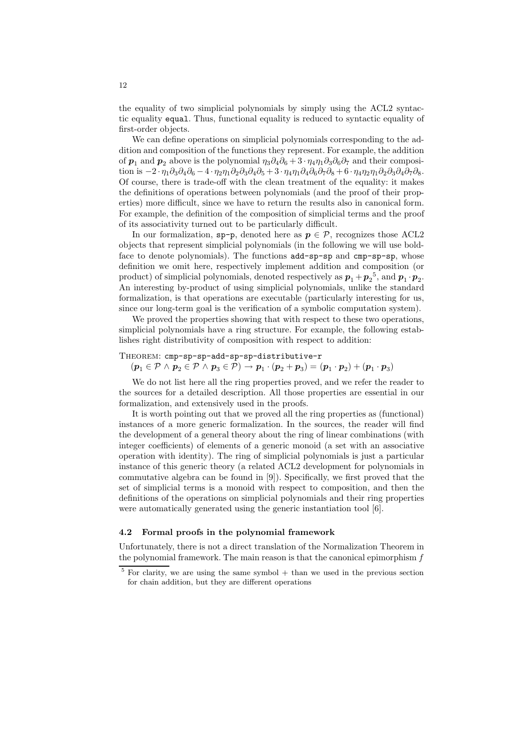the equality of two simplicial polynomials by simply using the ACL2 syntactic equality `equal`. Thus, functional equality is reduced to syntactic equality of first-order objects.

We can define operations on simplicial polynomials corresponding to the addition and composition of the functions they represent. For example, the addition of $\boldsymbol{p}_1$ and $\boldsymbol{p}_2$ above is the polynomial $\eta_3\partial_4\partial_6 + 3\cdot\eta_4\eta_1\partial_3\partial_6\partial_7$ and their composition is $-2\cdot\eta_1\partial_3\partial_4\partial_6 - 4\cdot\eta_2\eta_1\partial_2\partial_3\partial_4\partial_5 + 3\cdot\eta_4\eta_1\partial_4\partial_6\partial_7\partial_8 + 6\cdot\eta_4\eta_2\eta_1\partial_2\partial_3\partial_4\partial_7\partial_8$. Of course, there is trade-off with the clean treatment of the equality: it makes the definitions of operations between polynomials (and the proof of their properties) more difficult, since we have to return the results also in canonical form. For example, the definition of the composition of simplicial terms and the proof of its associativity turned out to be particularly difficult.

In our formalization, `sp-p`, denoted here as $\boldsymbol{p} \in \mathcal{P}$, recognizes those ACL2 objects that represent simplicial polynomials (in the following we will use boldface to denote polynomials). The functions `add-sp-sp` and `cmp-sp-sp`, whose definition we omit here, respectively implement addition and composition (or product) of simplicial polynomials, denoted respectively as $\boldsymbol{p}_1 + \boldsymbol{p}_2$[5], and $\boldsymbol{p}_1 \cdot \boldsymbol{p}_2$. An interesting by-product of using simplicial polynomials, unlike the standard formalization, is that operations are executable (particularly interesting for us, since our long-term goal is the verification of a symbolic computation system).

We proved the properties showing that with respect to these two operations, simplicial polynomials have a ring structure. For example, the following establishes right distributivity of composition with respect to addition:

Theorem: `cmp-sp-sp-add-sp-sp-distributive-r`
$(\boldsymbol{p}_1 \in \mathcal{P} \wedge \boldsymbol{p}_2 \in \mathcal{P} \wedge \boldsymbol{p}_3 \in \mathcal{P}) \rightarrow \boldsymbol{p}_1 \cdot (\boldsymbol{p}_2 + \boldsymbol{p}_3) = (\boldsymbol{p}_1 \cdot \boldsymbol{p}_2) + (\boldsymbol{p}_1 \cdot \boldsymbol{p}_3)$

We do not list here all the ring properties proved, and we refer the reader to the sources for a detailed description. All those properties are essential in our formalization, and extensively used in the proofs.

It is worth pointing out that we proved all the ring properties as (functional) instances of a more generic formalization. In the sources, the reader will find the development of a general theory about the ring of linear combinations (with integer coefficients) of elements of a generic monoid (a set with an associative operation with identity). The ring of simplicial polynomials is just a particular instance of this generic theory (a related ACL2 development for polynomials in commutative algebra can be found in [9]). Specifically, we first proved that the set of simplicial terms is a monoid with respect to composition, and then the definitions of the operations on simplicial polynomials and their ring properties were automatically generated using the generic instantiation tool [6].

### 4.2 Formal proofs in the polynomial framework

Unfortunately, there is not a direct translation of the Normalization Theorem in the polynomial framework. The main reason is that the canonical epimorphism $f$

[5] For clarity, we are using the same symbol + than we used in the previous section for chain addition, but they are different operations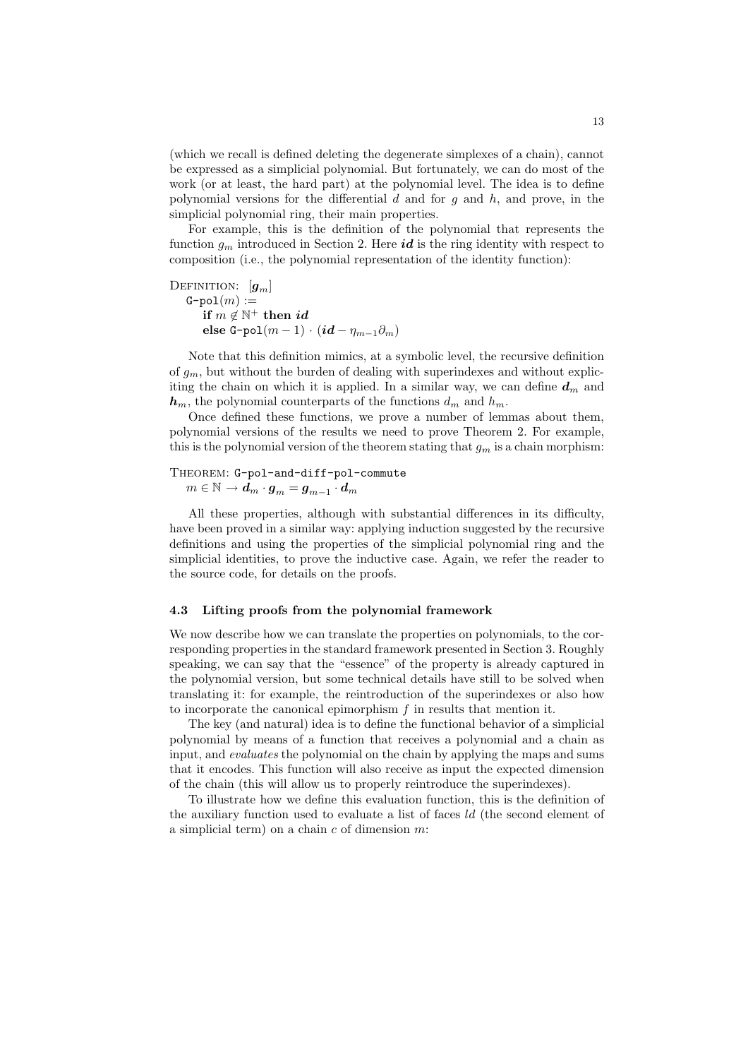(which we recall is defined deleting the degenerate simplexes of a chain), cannot be expressed as a simplicial polynomial. But fortunately, we can do most of the work (or at least, the hard part) at the polynomial level. The idea is to define polynomial versions for the differential $d$ and for $g$ and $h$, and prove, in the simplicial polynomial ring, their main properties.

For example, this is the definition of the polynomial that represents the function $g_m$ introduced in Section 2. Here $\boldsymbol{id}$ is the ring identity with respect to composition (i.e., the polynomial representation of the identity function):

Definition: $[\boldsymbol{g}_m]$
  `G-pol`$(m) :=$
    **if** $m \notin \mathbb{N}^+$ **then** $\boldsymbol{id}$
    **else** `G-pol`$(m-1) \cdot (\boldsymbol{id} - \eta_{m-1}\partial_m)$

Note that this definition mimics, at a symbolic level, the recursive definition of $g_m$, but without the burden of dealing with superindexes and without expliciting the chain on which it is applied. In a similar way, we can define $\boldsymbol{d}_m$ and $\boldsymbol{h}_m$, the polynomial counterparts of the functions $d_m$ and $h_m$.

Once defined these functions, we prove a number of lemmas about them, polynomial versions of the results we need to prove Theorem 2. For example, this is the polynomial version of the theorem stating that $g_m$ is a chain morphism:

Theorem: `G-pol-and-diff-pol-commute`
  $m \in \mathbb{N} \rightarrow \boldsymbol{d}_m \cdot \boldsymbol{g}_m = \boldsymbol{g}_{m-1} \cdot \boldsymbol{d}_m$

All these properties, although with substantial differences in its difficulty, have been proved in a similar way: applying induction suggested by the recursive definitions and using the properties of the simplicial polynomial ring and the simplicial identities, to prove the inductive case. Again, we refer the reader to the source code, for details on the proofs.

### 4.3 Lifting proofs from the polynomial framework

We now describe how we can translate the properties on polynomials, to the corresponding properties in the standard framework presented in Section 3. Roughly speaking, we can say that the "essence" of the property is already captured in the polynomial version, but some technical details have still to be solved when translating it: for example, the reintroduction of the superindexes or also how to incorporate the canonical epimorphism $f$ in results that mention it.

The key (and natural) idea is to define the functional behavior of a simplicial polynomial by means of a function that receives a polynomial and a chain as input, and *evaluates* the polynomial on the chain by applying the maps and sums that it encodes. This function will also receive as input the expected dimension of the chain (this will allow us to properly reintroduce the superindexes).

To illustrate how we define this evaluation function, this is the definition of the auxiliary function used to evaluate a list of faces $ld$ (the second element of a simplicial term) on a chain $c$ of dimension $m$: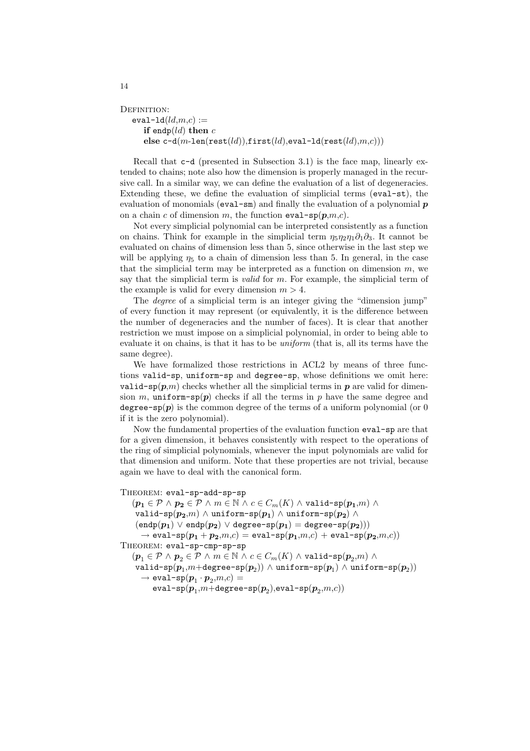DEFINITION:

eval-ld($ld$,$m$,$c$) :=
  **if** endp($ld$) **then** $c$
  **else** c-d($m$-len(rest($ld$)),first($ld$),eval-ld(rest($ld$),$m$,$c$)))

Recall that c-d (presented in Subsection 3.1) is the face map, linearly extended to chains; note also how the dimension is properly managed in the recursive call. In a similar way, we can define the evaluation of a list of degeneracies. Extending these, we define the evaluation of simplicial terms (eval-st), the evaluation of monomials (eval-sm) and finally the evaluation of a polynomial $\boldsymbol{p}$ on a chain $c$ of dimension $m$, the function eval-sp($\boldsymbol{p}$,$m$,$c$).

Not every simplicial polynomial can be interpreted consistently as a function on chains. Think for example in the simplicial term $\eta_5\eta_2\eta_1\partial_1\partial_3$. It cannot be evaluated on chains of dimension less than 5, since otherwise in the last step we will be applying $\eta_5$ to a chain of dimension less than 5. In general, in the case that the simplicial term may be interpreted as a function on dimension $m$, we say that the simplicial term is *valid* for $m$. For example, the simplicial term of the example is valid for every dimension $m > 4$.

The *degree* of a simplicial term is an integer giving the "dimension jump" of every function it may represent (or equivalently, it is the difference between the number of degeneracies and the number of faces). It is clear that another restriction we must impose on a simplicial polynomial, in order to being able to evaluate it on chains, is that it has to be *uniform* (that is, all its terms have the same degree).

We have formalized those restrictions in ACL2 by means of three functions valid-sp, uniform-sp and degree-sp, whose definitions we omit here: valid-sp($\boldsymbol{p}$,$m$) checks whether all the simplicial terms in $\boldsymbol{p}$ are valid for dimension $m$, uniform-sp($\boldsymbol{p}$) checks if all the terms in $p$ have the same degree and degree-sp($\boldsymbol{p}$) is the common degree of the terms of a uniform polynomial (or 0 if it is the zero polynomial).

Now the fundamental properties of the evaluation function eval-sp are that for a given dimension, it behaves consistently with respect to the operations of the ring of simplicial polynomials, whenever the input polynomials are valid for that dimension and uniform. Note that these properties are not trivial, because again we have to deal with the canonical form.

THEOREM: eval-sp-add-sp-sp

($\boldsymbol{p_1} \in \mathcal{P} \land \boldsymbol{p_2} \in \mathcal{P} \land m \in \mathbb{N} \land c \in C_m(K) \land$ valid-sp($\boldsymbol{p_1}$,$m$) $\land$
valid-sp($\boldsymbol{p_2}$,$m$) $\land$ uniform-sp($\boldsymbol{p_1}$) $\land$ uniform-sp($\boldsymbol{p_2}$) $\land$
(endp($\boldsymbol{p_1}$) $\lor$ endp($\boldsymbol{p_2}$) $\lor$ degree-sp($\boldsymbol{p_1}$) = degree-sp($\boldsymbol{p_2}$)))
$\rightarrow$ eval-sp($\boldsymbol{p_1} + \boldsymbol{p_2}$,$m$,$c$) = eval-sp($\boldsymbol{p_1}$,$m$,$c$) + eval-sp($\boldsymbol{p_2}$,$m$,$c$))

THEOREM: eval-sp-cmp-sp-sp

($\boldsymbol{p}_1 \in \mathcal{P} \land \boldsymbol{p}_2 \in \mathcal{P} \land m \in \mathbb{N} \land c \in C_m(K) \land$ valid-sp($\boldsymbol{p}_2$,$m$) $\land$
valid-sp($\boldsymbol{p}_1$,$m$+degree-sp($\boldsymbol{p}_2$)) $\land$ uniform-sp($\boldsymbol{p}_1$) $\land$ uniform-sp($\boldsymbol{p}_2$))
$\rightarrow$ eval-sp($\boldsymbol{p}_1 \cdot \boldsymbol{p}_2$,$m$,$c$) =
eval-sp($\boldsymbol{p}_1$,$m$+degree-sp($\boldsymbol{p}_2$),eval-sp($\boldsymbol{p}_2$,$m$,$c$))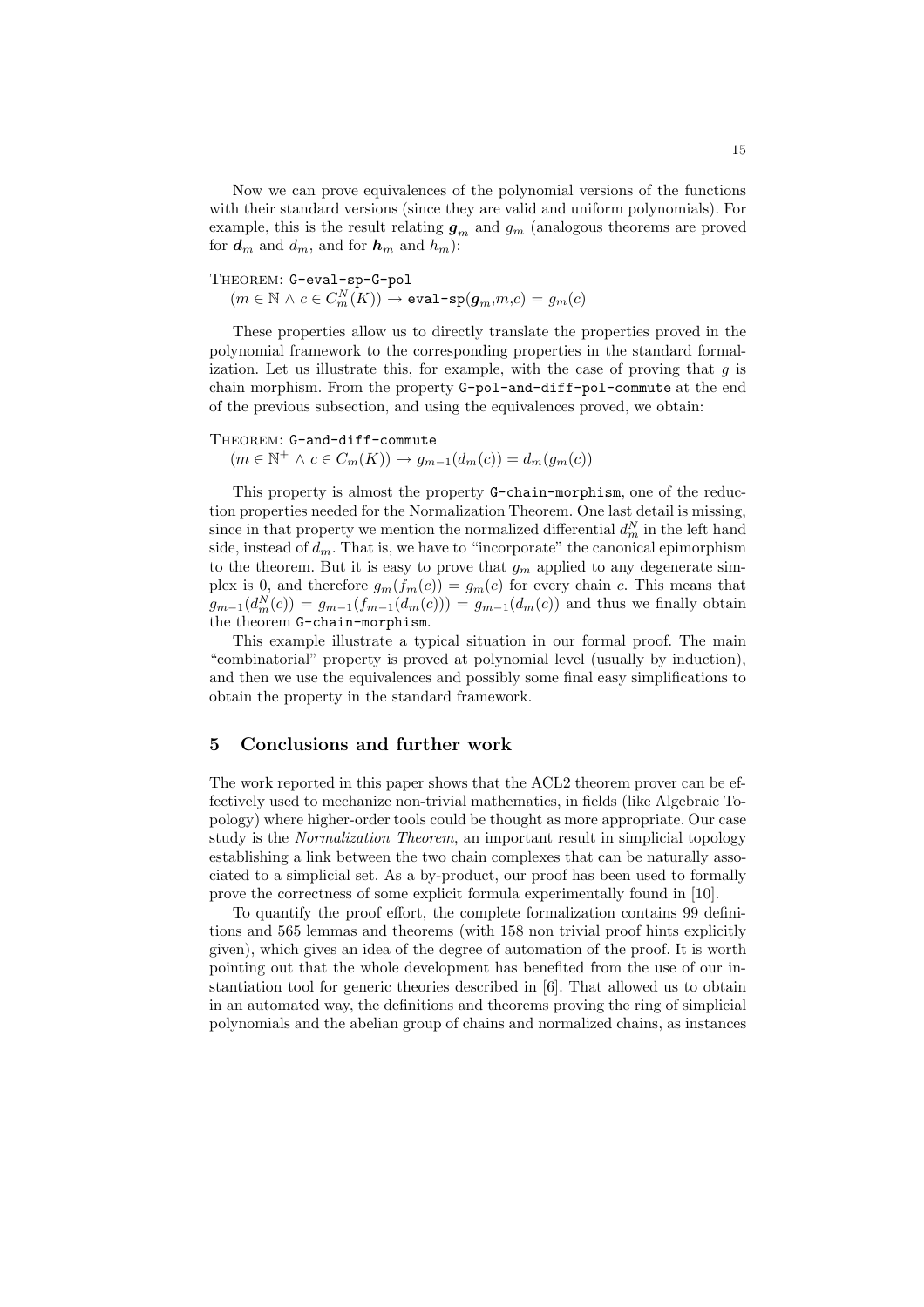Now we can prove equivalences of the polynomial versions of the functions with their standard versions (since they are valid and uniform polynomials). For example, this is the result relating $\boldsymbol{g}_m$ and $g_m$ (analogous theorems are proved for $\boldsymbol{d}_m$ and $d_m$, and for $\boldsymbol{h}_m$ and $h_m$):

THEOREM: `G-eval-sp-G-pol`
$(m \in \mathbb{N} \wedge c \in C_m^N(K)) \rightarrow \texttt{eval-sp}(\boldsymbol{g}_m,m,c) = g_m(c)$

These properties allow us to directly translate the properties proved in the polynomial framework to the corresponding properties in the standard formalization. Let us illustrate this, for example, with the case of proving that $g$ is chain morphism. From the property `G-pol-and-diff-pol-commute` at the end of the previous subsection, and using the equivalences proved, we obtain:

THEOREM: `G-and-diff-commute`
$(m \in \mathbb{N}^+ \wedge c \in C_m(K)) \rightarrow g_{m-1}(d_m(c)) = d_m(g_m(c))$

This property is almost the property `G-chain-morphism`, one of the reduction properties needed for the Normalization Theorem. One last detail is missing, since in that property we mention the normalized differential $d_m^N$ in the left hand side, instead of $d_m$. That is, we have to "incorporate" the canonical epimorphism to the theorem. But it is easy to prove that $g_m$ applied to any degenerate simplex is 0, and therefore $g_m(f_m(c)) = g_m(c)$ for every chain $c$. This means that $g_{m-1}(d_m^N(c)) = g_{m-1}(f_{m-1}(d_m(c))) = g_{m-1}(d_m(c))$ and thus we finally obtain the theorem `G-chain-morphism`.

This example illustrate a typical situation in our formal proof. The main "combinatorial" property is proved at polynomial level (usually by induction), and then we use the equivalences and possibly some final easy simplifications to obtain the property in the standard framework.

## 5 Conclusions and further work

The work reported in this paper shows that the ACL2 theorem prover can be effectively used to mechanize non-trivial mathematics, in fields (like Algebraic Topology) where higher-order tools could be thought as more appropriate. Our case study is the *Normalization Theorem*, an important result in simplicial topology establishing a link between the two chain complexes that can be naturally associated to a simplicial set. As a by-product, our proof has been used to formally prove the correctness of some explicit formula experimentally found in [10].

To quantify the proof effort, the complete formalization contains 99 definitions and 565 lemmas and theorems (with 158 non trivial proof hints explicitly given), which gives an idea of the degree of automation of the proof. It is worth pointing out that the whole development has benefited from the use of our instantiation tool for generic theories described in [6]. That allowed us to obtain in an automated way, the definitions and theorems proving the ring of simplicial polynomials and the abelian group of chains and normalized chains, as instances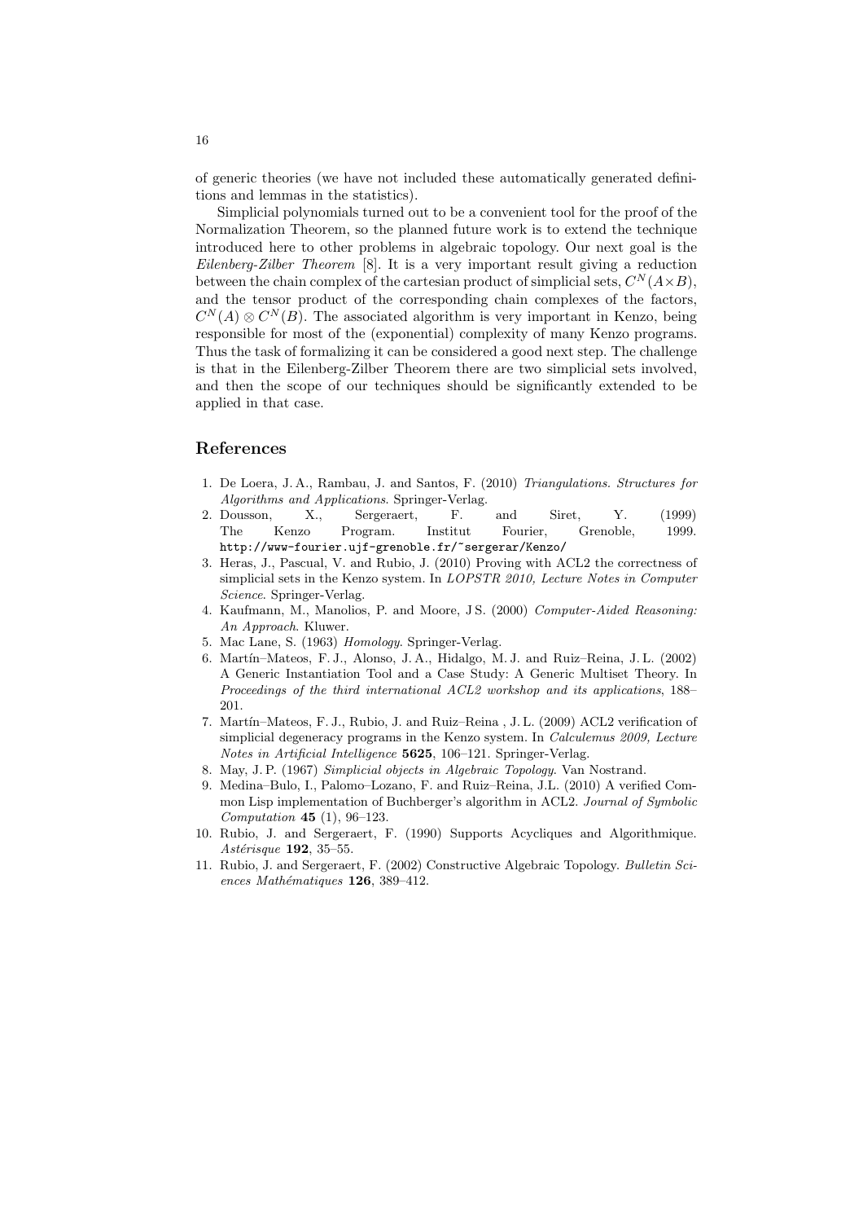of generic theories (we have not included these automatically generated definitions and lemmas in the statistics).

Simplicial polynomials turned out to be a convenient tool for the proof of the Normalization Theorem, so the planned future work is to extend the technique introduced here to other problems in algebraic topology. Our next goal is the *Eilenberg-Zilber Theorem* [8]. It is a very important result giving a reduction between the chain complex of the cartesian product of simplicial sets, $C^N(A \times B)$, and the tensor product of the corresponding chain complexes of the factors, $C^N(A) \otimes C^N(B)$. The associated algorithm is very important in Kenzo, being responsible for most of the (exponential) complexity of many Kenzo programs. Thus the task of formalizing it can be considered a good next step. The challenge is that in the Eilenberg-Zilber Theorem there are two simplicial sets involved, and then the scope of our techniques should be significantly extended to be applied in that case.

## References

1. De Loera, J. A., Rambau, J. and Santos, F. (2010) *Triangulations. Structures for Algorithms and Applications*. Springer-Verlag.
2. Dousson, X., Sergeraert, F. and Siret, Y. (1999) The Kenzo Program. Institut Fourier, Grenoble, 1999. `http://www-fourier.ujf-grenoble.fr/~sergerar/Kenzo/`
3. Heras, J., Pascual, V. and Rubio, J. (2010) Proving with ACL2 the correctness of simplicial sets in the Kenzo system. In *LOPSTR 2010, Lecture Notes in Computer Science*. Springer-Verlag.
4. Kaufmann, M., Manolios, P. and Moore, J S. (2000) *Computer-Aided Reasoning: An Approach*. Kluwer.
5. Mac Lane, S. (1963) *Homology*. Springer-Verlag.
6. Martín–Mateos, F. J., Alonso, J. A., Hidalgo, M. J. and Ruiz–Reina, J. L. (2002) A Generic Instantiation Tool and a Case Study: A Generic Multiset Theory. In *Proceedings of the third international ACL2 workshop and its applications*, 188–201.
7. Martín–Mateos, F. J., Rubio, J. and Ruiz–Reina , J. L. (2009) ACL2 verification of simplicial degeneracy programs in the Kenzo system. In *Calculemus 2009, Lecture Notes in Artificial Intelligence* **5625**, 106–121. Springer-Verlag.
8. May, J. P. (1967) *Simplicial objects in Algebraic Topology*. Van Nostrand.
9. Medina–Bulo, I., Palomo–Lozano, F. and Ruiz–Reina, J.L. (2010) A verified Common Lisp implementation of Buchberger's algorithm in ACL2. *Journal of Symbolic Computation* **45** (1), 96–123.
10. Rubio, J. and Sergeraert, F. (1990) Supports Acycliques and Algorithmique. *Astérisque* **192**, 35–55.
11. Rubio, J. and Sergeraert, F. (2002) Constructive Algebraic Topology. *Bulletin Sciences Mathématiques* **126**, 389–412.